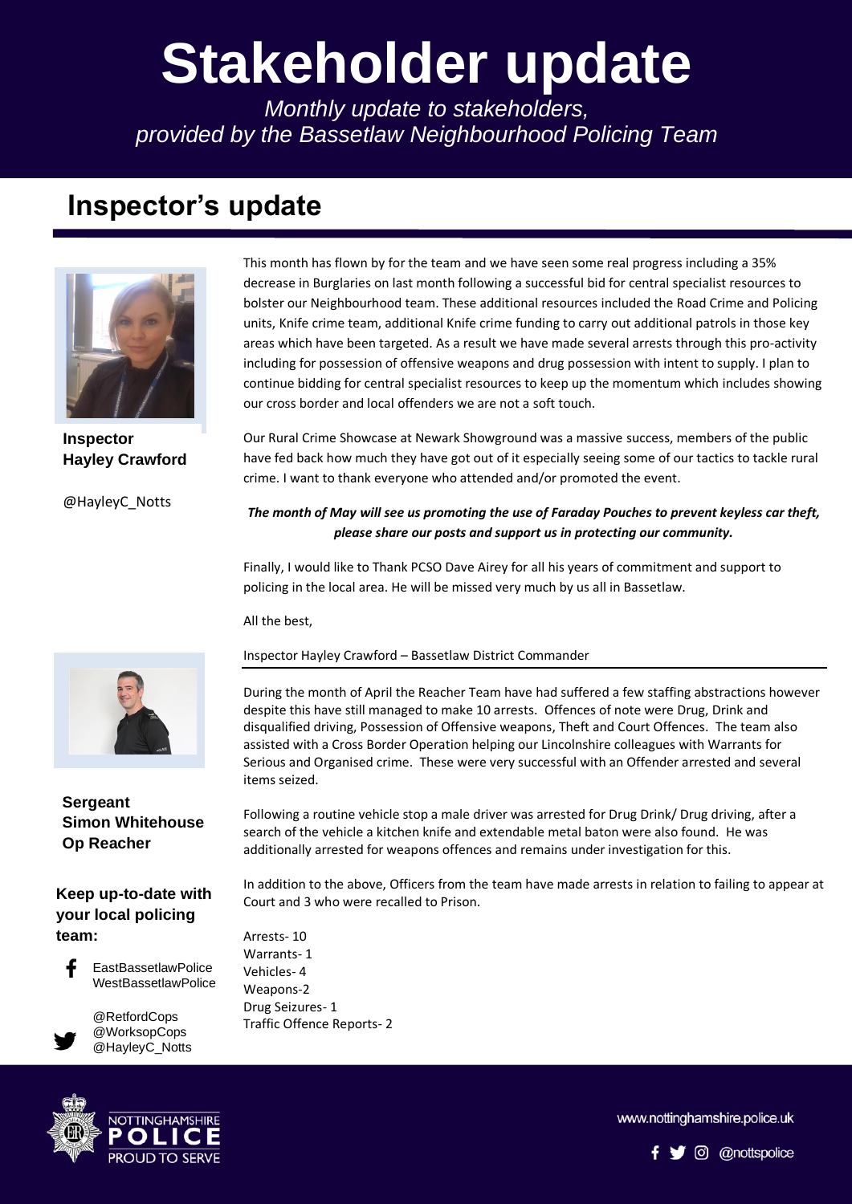# Stakeholder update

*Monthly update to stakeholders, provided by the Bassetlaw Neighbourhood Policing Team*

## Inspector's update

**Inspector Hayley Crawford**

@HayleyC_Notts

This month has flown by for the team and we have seen some real progress including a 35% decrease in Burglaries on last month following a successful bid for central specialist resources to bolster our Neighbourhood team. These additional resources included the Road Crime and Policing units, Knife crime team, additional Knife crime funding to carry out additional patrols in those key areas which have been targeted. As a result we have made several arrests through this pro-activity including for possession of offensive weapons and drug possession with intent to supply. I plan to continue bidding for central specialist resources to keep up the momentum which includes showing our cross border and local offenders we are not a soft touch.

Our Rural Crime Showcase at Newark Showground was a massive success, members of the public have fed back how much they have got out of it especially seeing some of our tactics to tackle rural crime. I want to thank everyone who attended and/or promoted the event.

***The month of May will see us promoting the use of Faraday Pouches to prevent keyless car theft, please share our posts and support us in protecting our community.***

Finally, I would like to Thank PCSO Dave Airey for all his years of commitment and support to policing in the local area. He will be missed very much by us all in Bassetlaw.

All the best,

Inspector Hayley Crawford – Bassetlaw District Commander

**Sergeant Simon Whitehouse Op Reacher**

During the month of April the Reacher Team have had suffered a few staffing abstractions however despite this have still managed to make 10 arrests. Offences of note were Drug, Drink and disqualified driving, Possession of Offensive weapons, Theft and Court Offences. The team also assisted with a Cross Border Operation helping our Lincolnshire colleagues with Warrants for Serious and Organised crime. These were very successful with an Offender arrested and several items seized.

Following a routine vehicle stop a male driver was arrested for Drug Drink/ Drug driving, after a search of the vehicle a kitchen knife and extendable metal baton were also found. He was additionally arrested for weapons offences and remains under investigation for this.

In addition to the above, Officers from the team have made arrests in relation to failing to appear at Court and 3 who were recalled to Prison.

Arrests- 10
Warrants- 1
Vehicles- 4
Weapons-2
Drug Seizures- 1
Traffic Offence Reports- 2

**Keep up-to-date with your local policing team:**

EastBassetlawPolice
WestBassetlawPolice

@RetfordCops
@WorksopCops
@HayleyC_Notts

www.nottinghamshire.police.uk

@nottspolice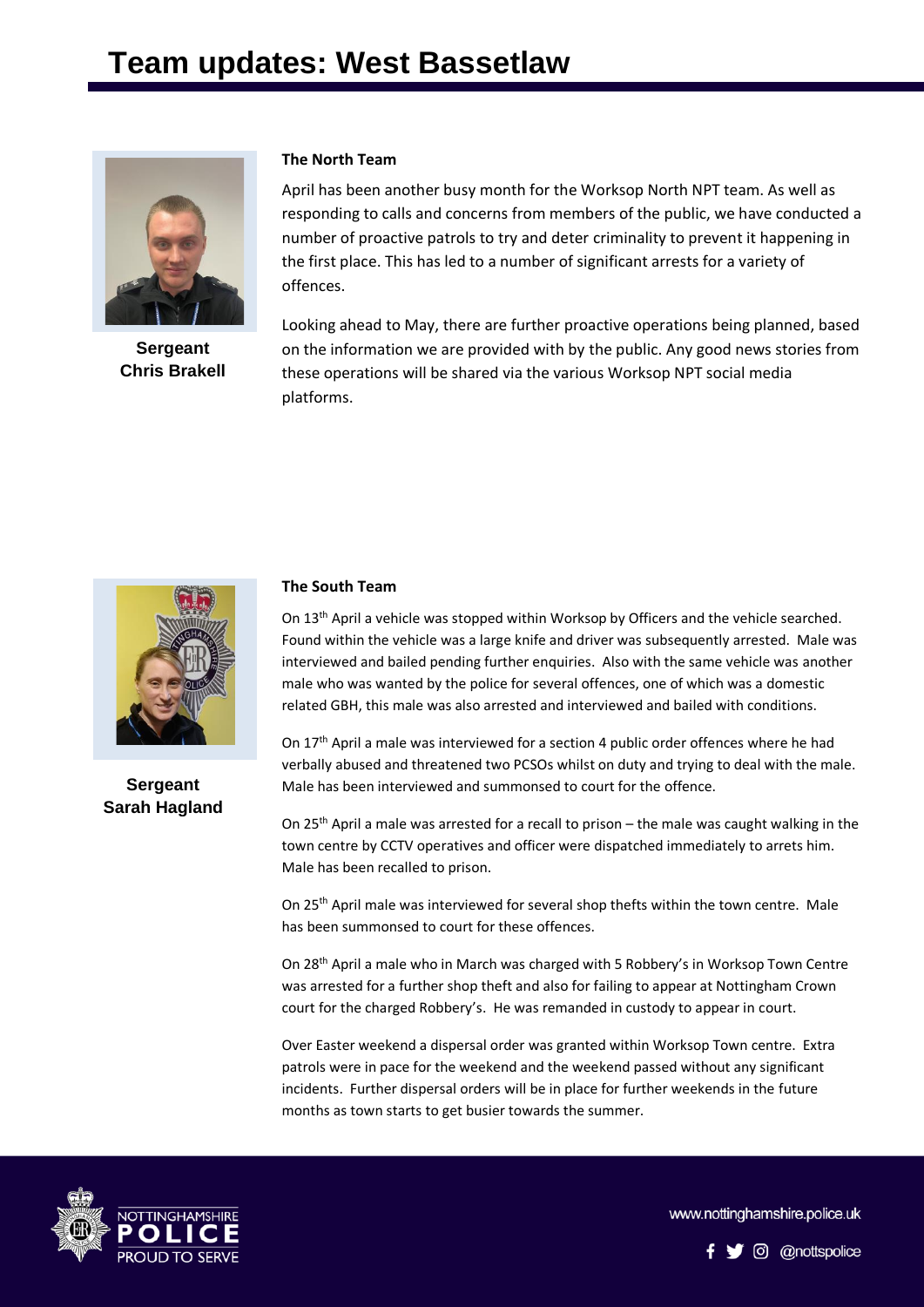# Team updates: West Bassetlaw

**Sergeant Chris Brakell**

### The North Team

April has been another busy month for the Worksop North NPT team. As well as responding to calls and concerns from members of the public, we have conducted a number of proactive patrols to try and deter criminality to prevent it happening in the first place. This has led to a number of significant arrests for a variety of offences.

Looking ahead to May, there are further proactive operations being planned, based on the information we are provided with by the public. Any good news stories from these operations will be shared via the various Worksop NPT social media platforms.

**Sergeant Sarah Hagland**

### The South Team

On 13th April a vehicle was stopped within Worksop by Officers and the vehicle searched. Found within the vehicle was a large knife and driver was subsequently arrested. Male was interviewed and bailed pending further enquiries. Also with the same vehicle was another male who was wanted by the police for several offences, one of which was a domestic related GBH, this male was also arrested and interviewed and bailed with conditions.

On 17th April a male was interviewed for a section 4 public order offences where he had verbally abused and threatened two PCSOs whilst on duty and trying to deal with the male. Male has been interviewed and summonsed to court for the offence.

On 25th April a male was arrested for a recall to prison – the male was caught walking in the town centre by CCTV operatives and officer were dispatched immediately to arrets him. Male has been recalled to prison.

On 25th April male was interviewed for several shop thefts within the town centre. Male has been summonsed to court for these offences.

On 28th April a male who in March was charged with 5 Robbery's in Worksop Town Centre was arrested for a further shop theft and also for failing to appear at Nottingham Crown court for the charged Robbery's. He was remanded in custody to appear in court.

Over Easter weekend a dispersal order was granted within Worksop Town centre. Extra patrols were in pace for the weekend and the weekend passed without any significant incidents. Further dispersal orders will be in place for further weekends in the future months as town starts to get busier towards the summer.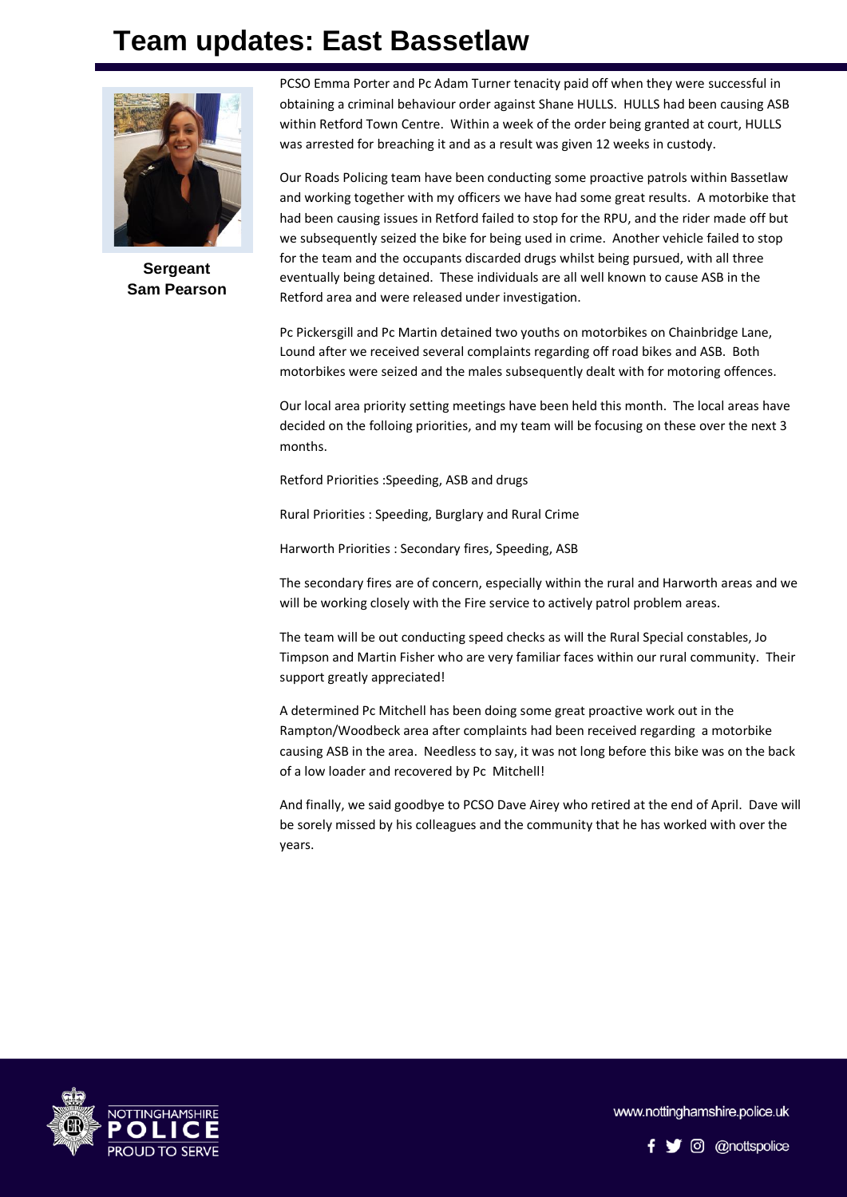# Team updates: East Bassetlaw

**Sergeant Sam Pearson**

PCSO Emma Porter and Pc Adam Turner tenacity paid off when they were successful in obtaining a criminal behaviour order against Shane HULLS. HULLS had been causing ASB within Retford Town Centre. Within a week of the order being granted at court, HULLS was arrested for breaching it and as a result was given 12 weeks in custody.

Our Roads Policing team have been conducting some proactive patrols within Bassetlaw and working together with my officers we have had some great results. A motorbike that had been causing issues in Retford failed to stop for the RPU, and the rider made off but we subsequently seized the bike for being used in crime. Another vehicle failed to stop for the team and the occupants discarded drugs whilst being pursued, with all three eventually being detained. These individuals are all well known to cause ASB in the Retford area and were released under investigation.

Pc Pickersgill and Pc Martin detained two youths on motorbikes on Chainbridge Lane, Lound after we received several complaints regarding off road bikes and ASB. Both motorbikes were seized and the males subsequently dealt with for motoring offences.

Our local area priority setting meetings have been held this month. The local areas have decided on the folloing priorities, and my team will be focusing on these over the next 3 months.

Retford Priorities :Speeding, ASB and drugs

Rural Priorities : Speeding, Burglary and Rural Crime

Harworth Priorities : Secondary fires, Speeding, ASB

The secondary fires are of concern, especially within the rural and Harworth areas and we will be working closely with the Fire service to actively patrol problem areas.

The team will be out conducting speed checks as will the Rural Special constables, Jo Timpson and Martin Fisher who are very familiar faces within our rural community. Their support greatly appreciated!

A determined Pc Mitchell has been doing some great proactive work out in the Rampton/Woodbeck area after complaints had been received regarding a motorbike causing ASB in the area. Needless to say, it was not long before this bike was on the back of a low loader and recovered by Pc Mitchell!

And finally, we said goodbye to PCSO Dave Airey who retired at the end of April. Dave will be sorely missed by his colleagues and the community that he has worked with over the years.